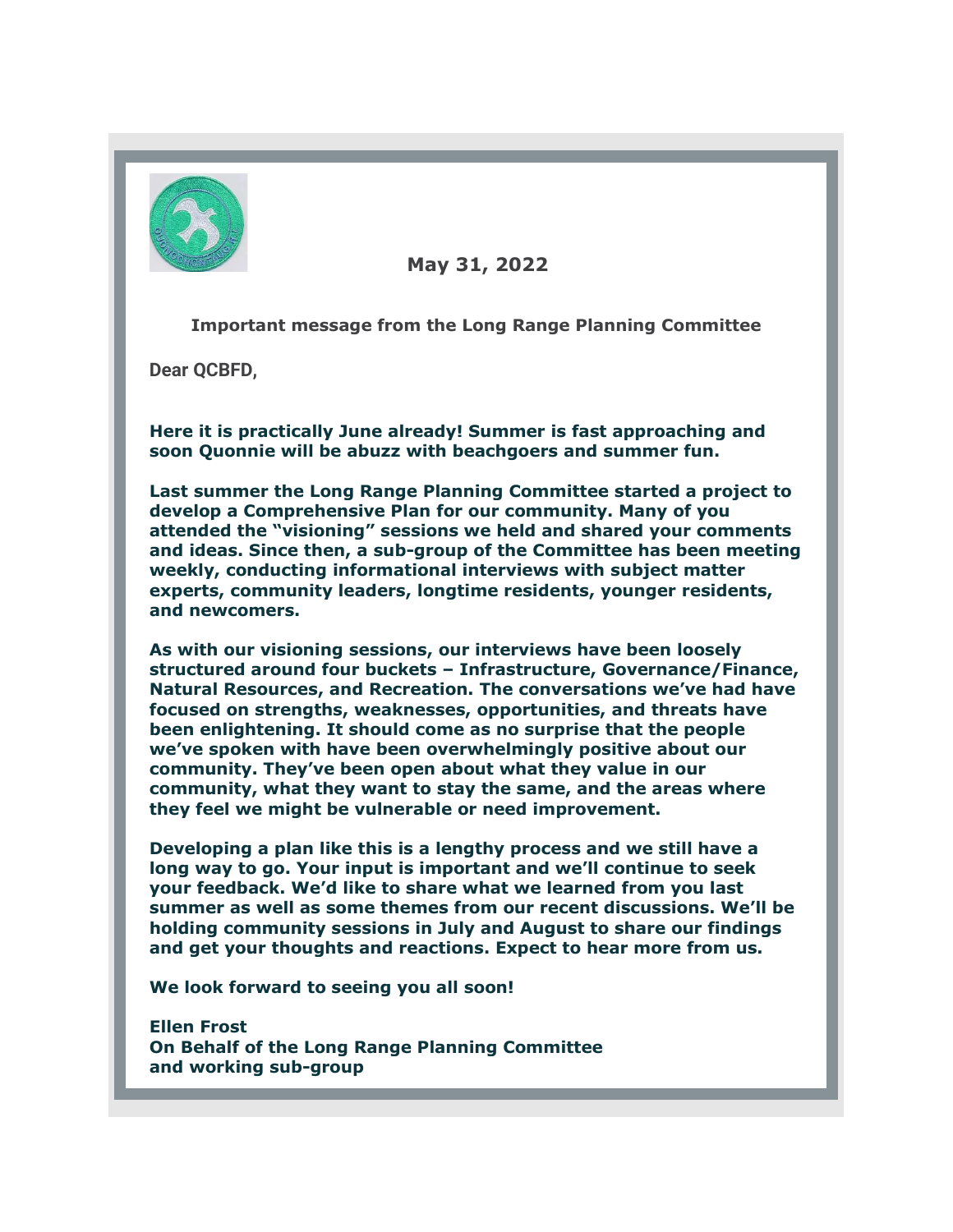**May 31, 2022**

**Important message from the Long Range Planning Committee**

Dear QCBFD,

**Here it is practically June already! Summer is fast approaching and soon Quonnie will be abuzz with beachgoers and summer fun.**

**Last summer the Long Range Planning Committee started a project to develop a Comprehensive Plan for our community. Many of you attended the "visioning" sessions we held and shared your comments and ideas. Since then, a sub-group of the Committee has been meeting weekly, conducting informational interviews with subject matter experts, community leaders, longtime residents, younger residents, and newcomers.**

**As with our visioning sessions, our interviews have been loosely structured around four buckets – Infrastructure, Governance/Finance, Natural Resources, and Recreation. The conversations we've had have focused on strengths, weaknesses, opportunities, and threats have been enlightening. It should come as no surprise that the people we've spoken with have been overwhelmingly positive about our community. They've been open about what they value in our community, what they want to stay the same, and the areas where they feel we might be vulnerable or need improvement.**

**Developing a plan like this is a lengthy process and we still have a long way to go. Your input is important and we'll continue to seek your feedback. We'd like to share what we learned from you last summer as well as some themes from our recent discussions. We'll be holding community sessions in July and August to share our findings and get your thoughts and reactions. Expect to hear more from us.**

**We look forward to seeing you all soon!**

**Ellen Frost**
**On Behalf of the Long Range Planning Committee**
**and working sub-group**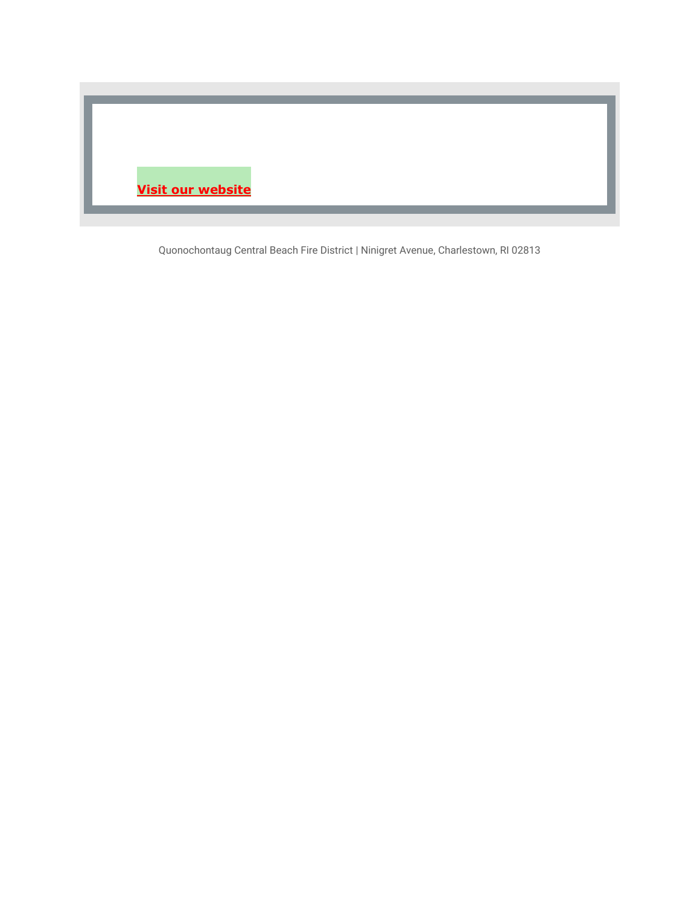**Visit our website**

Quonochontaug Central Beach Fire District | Ninigret Avenue, Charlestown, RI 02813